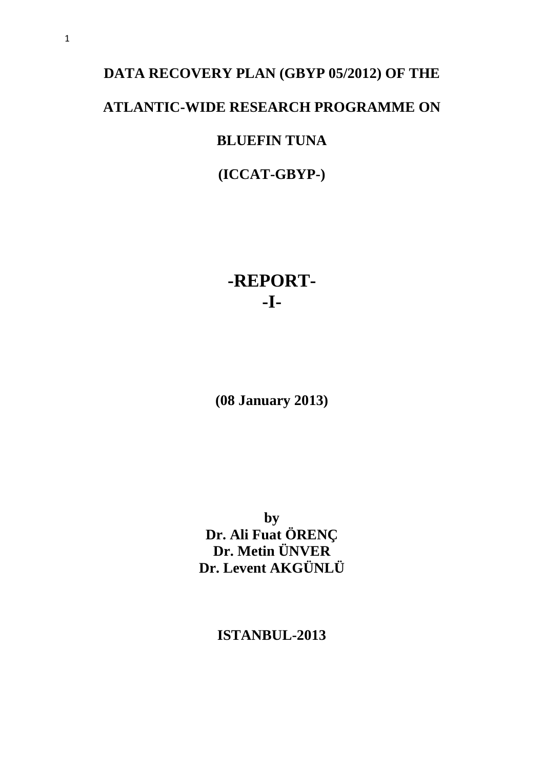# DATA RECOVERY PLAN (GBYP 05/2012) OF THE ATLANTIC-WIDE RESEARCH PROGRAMME ON BLUEFIN TUNA

# (ICCAT-GBYP-)

# -REPORT-

# -I-

**(08 January 2013)**

**by**
**Dr. Ali Fuat ÖRENÇ**
**Dr. Metin ÜNVER**
**Dr. Levent AKGÜNLÜ**

**ISTANBUL-2013**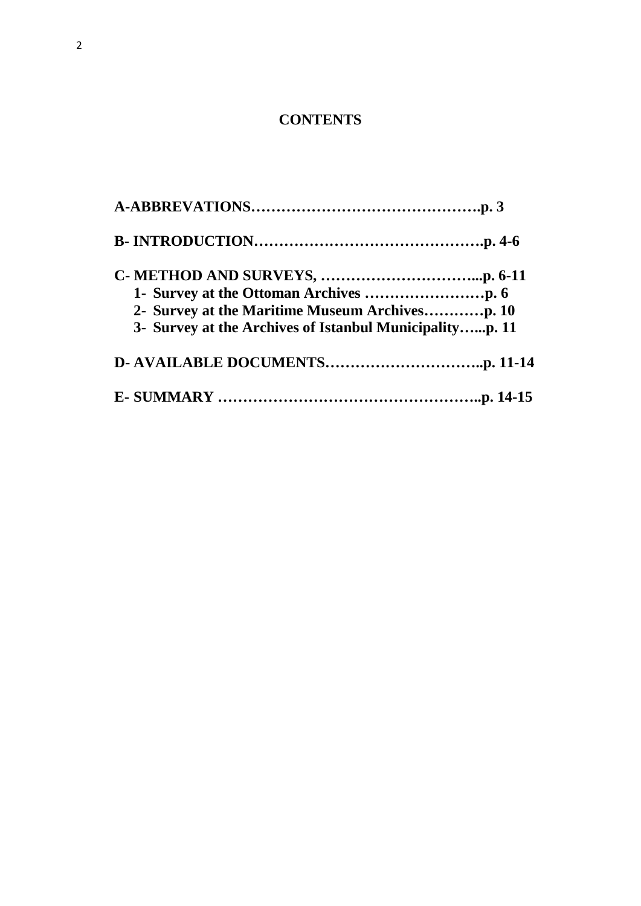# CONTENTS

**A-ABBREVATIONS……………………………………….p. 3**

**B- INTRODUCTION……………………………………….p. 4-6**

**C- METHOD AND SURVEYS, …………………………...p. 6-11**

1. **Survey at the Ottoman Archives ……………………p. 6**
2. **Survey at the Maritime Museum Archives…………p. 10**
3. **Survey at the Archives of Istanbul Municipality…...p. 11**

**D- AVAILABLE DOCUMENTS…………………………..p. 11-14**

**E- SUMMARY ……………………………………………..p. 14-15**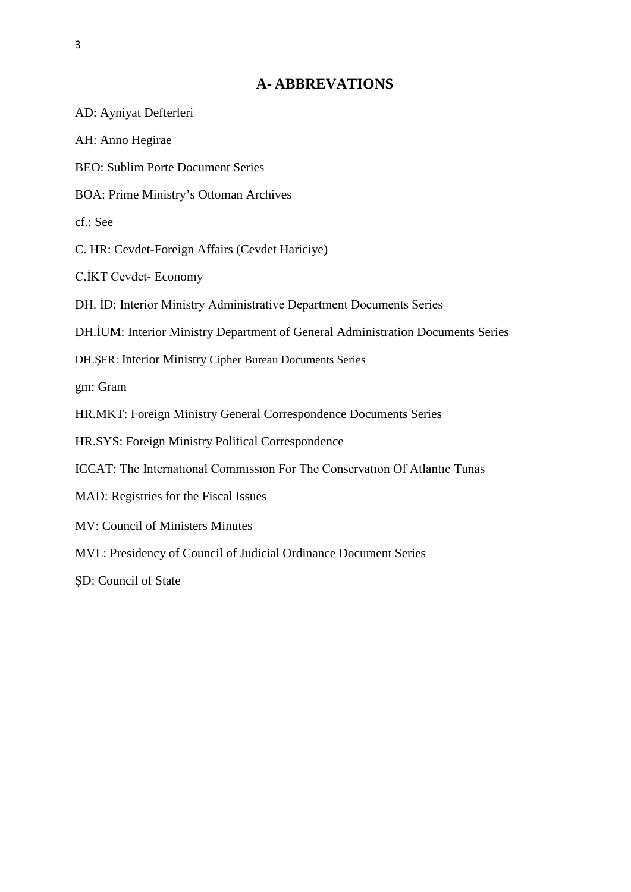## A- ABBREVATIONS

AD: Ayniyat Defterleri

AH: Anno Hegirae

BEO: Sublim Porte Document Series

BOA: Prime Ministry's Ottoman Archives

cf.: See

C. HR: Cevdet-Foreign Affairs (Cevdet Hariciye)

C.İKT Cevdet- Economy

DH. İD: Interior Ministry Administrative Department Documents Series

DH.İUM: Interior Ministry Department of General Administration Documents Series

DH.ŞFR: Interior Ministry Cipher Bureau Documents Series

gm: Gram

HR.MKT: Foreign Ministry General Correspondence Documents Series

HR.SYS: Foreign Ministry Political Correspondence

ICCAT: The Internatıonal Commıssıon For The Conservatıon Of Atlantıc Tunas

MAD: Registries for the Fiscal Issues

MV: Council of Ministers Minutes

MVL: Presidency of Council of Judicial Ordinance Document Series

ŞD: Council of State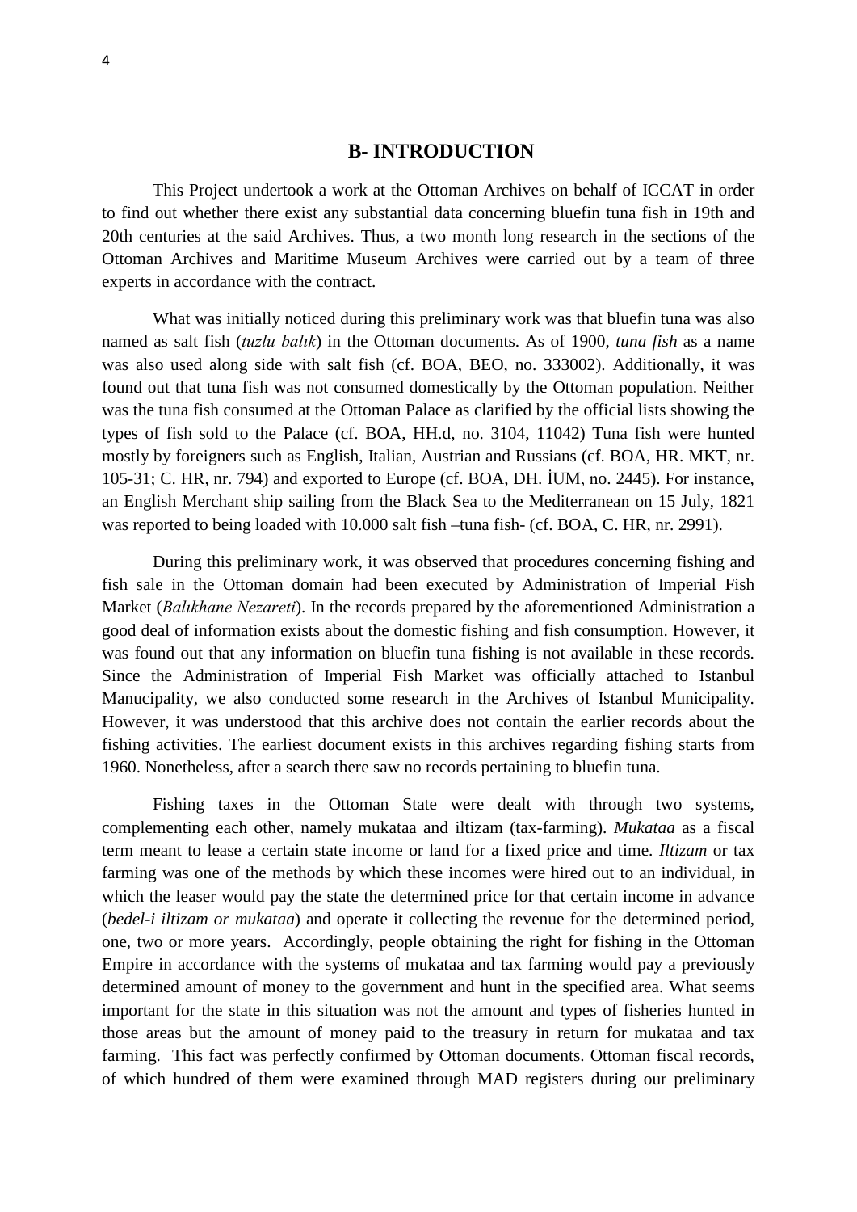## B- INTRODUCTION

This Project undertook a work at the Ottoman Archives on behalf of ICCAT in order to find out whether there exist any substantial data concerning bluefin tuna fish in 19th and 20th centuries at the said Archives. Thus, a two month long research in the sections of the Ottoman Archives and Maritime Museum Archives were carried out by a team of three experts in accordance with the contract.

What was initially noticed during this preliminary work was that bluefin tuna was also named as salt fish (*tuzlu balık*) in the Ottoman documents. As of 1900, *tuna fish* as a name was also used along side with salt fish (cf. BOA, BEO, no. 333002). Additionally, it was found out that tuna fish was not consumed domestically by the Ottoman population. Neither was the tuna fish consumed at the Ottoman Palace as clarified by the official lists showing the types of fish sold to the Palace (cf. BOA, HH.d, no. 3104, 11042) Tuna fish were hunted mostly by foreigners such as English, Italian, Austrian and Russians (cf. BOA, HR. MKT, nr. 105-31; C. HR, nr. 794) and exported to Europe (cf. BOA, DH. İUM, no. 2445). For instance, an English Merchant ship sailing from the Black Sea to the Mediterranean on 15 July, 1821 was reported to being loaded with 10.000 salt fish –tuna fish- (cf. BOA, C. HR, nr. 2991).

During this preliminary work, it was observed that procedures concerning fishing and fish sale in the Ottoman domain had been executed by Administration of Imperial Fish Market (*Balıkhane Nezareti*). In the records prepared by the aforementioned Administration a good deal of information exists about the domestic fishing and fish consumption. However, it was found out that any information on bluefin tuna fishing is not available in these records. Since the Administration of Imperial Fish Market was officially attached to Istanbul Manucipality, we also conducted some research in the Archives of Istanbul Municipality. However, it was understood that this archive does not contain the earlier records about the fishing activities. The earliest document exists in this archives regarding fishing starts from 1960. Nonetheless, after a search there saw no records pertaining to bluefin tuna.

Fishing taxes in the Ottoman State were dealt with through two systems, complementing each other, namely mukataa and iltizam (tax-farming). *Mukataa* as a fiscal term meant to lease a certain state income or land for a fixed price and time. *Iltizam* or tax farming was one of the methods by which these incomes were hired out to an individual, in which the leaser would pay the state the determined price for that certain income in advance (*bedel-i iltizam or mukataa*) and operate it collecting the revenue for the determined period, one, two or more years. Accordingly, people obtaining the right for fishing in the Ottoman Empire in accordance with the systems of mukataa and tax farming would pay a previously determined amount of money to the government and hunt in the specified area. What seems important for the state in this situation was not the amount and types of fisheries hunted in those areas but the amount of money paid to the treasury in return for mukataa and tax farming. This fact was perfectly confirmed by Ottoman documents. Ottoman fiscal records, of which hundred of them were examined through MAD registers during our preliminary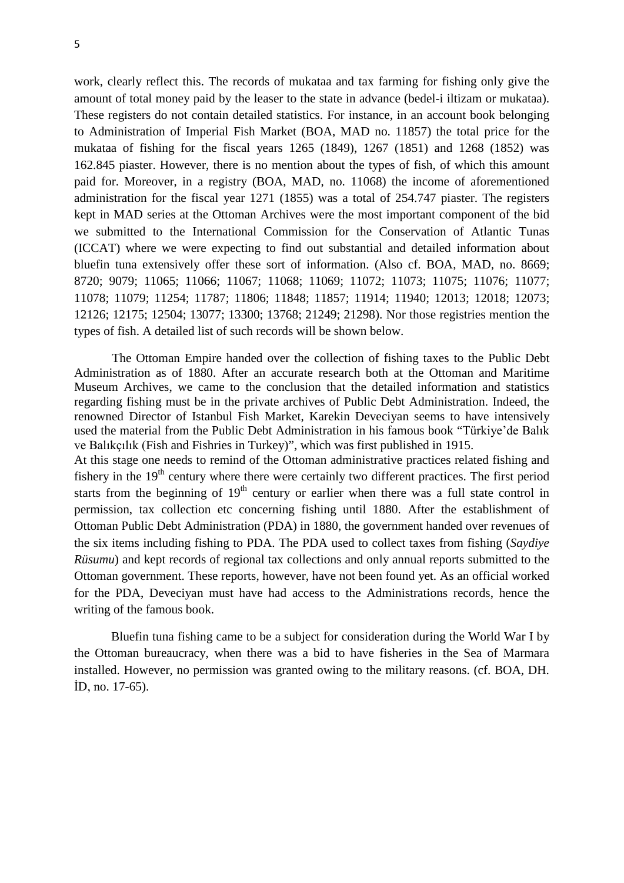work, clearly reflect this. The records of mukataa and tax farming for fishing only give the amount of total money paid by the leaser to the state in advance (bedel-i iltizam or mukataa). These registers do not contain detailed statistics. For instance, in an account book belonging to Administration of Imperial Fish Market (BOA, MAD no. 11857) the total price for the mukataa of fishing for the fiscal years 1265 (1849), 1267 (1851) and 1268 (1852) was 162.845 piaster. However, there is no mention about the types of fish, of which this amount paid for. Moreover, in a registry (BOA, MAD, no. 11068) the income of aforementioned administration for the fiscal year 1271 (1855) was a total of 254.747 piaster. The registers kept in MAD series at the Ottoman Archives were the most important component of the bid we submitted to the International Commission for the Conservation of Atlantic Tunas (ICCAT) where we were expecting to find out substantial and detailed information about bluefin tuna extensively offer these sort of information. (Also cf. BOA, MAD, no. 8669; 8720; 9079; 11065; 11066; 11067; 11068; 11069; 11072; 11073; 11075; 11076; 11077; 11078; 11079; 11254; 11787; 11806; 11848; 11857; 11914; 11940; 12013; 12018; 12073; 12126; 12175; 12504; 13077; 13300; 13768; 21249; 21298). Nor those registries mention the types of fish. A detailed list of such records will be shown below.

The Ottoman Empire handed over the collection of fishing taxes to the Public Debt Administration as of 1880. After an accurate research both at the Ottoman and Maritime Museum Archives, we came to the conclusion that the detailed information and statistics regarding fishing must be in the private archives of Public Debt Administration. Indeed, the renowned Director of Istanbul Fish Market, Karekin Deveciyan seems to have intensively used the material from the Public Debt Administration in his famous book "Türkiye'de Balık ve Balıkçılık (Fish and Fisheries in Turkey)", which was first published in 1915.

At this stage one needs to remind of the Ottoman administrative practices related fishing and fishery in the 19th century where there were certainly two different practices. The first period starts from the beginning of 19th century or earlier when there was a full state control in permission, tax collection etc concerning fishing until 1880. After the establishment of Ottoman Public Debt Administration (PDA) in 1880, the government handed over revenues of the six items including fishing to PDA. The PDA used to collect taxes from fishing (*Saydiye Rüsumu*) and kept records of regional tax collections and only annual reports submitted to the Ottoman government. These reports, however, have not been found yet. As an official worked for the PDA, Deveciyan must have had access to the Administrations records, hence the writing of the famous book.

Bluefin tuna fishing came to be a subject for consideration during the World War I by the Ottoman bureaucracy, when there was a bid to have fisheries in the Sea of Marmara installed. However, no permission was granted owing to the military reasons. (cf. BOA, DH. İD, no. 17-65).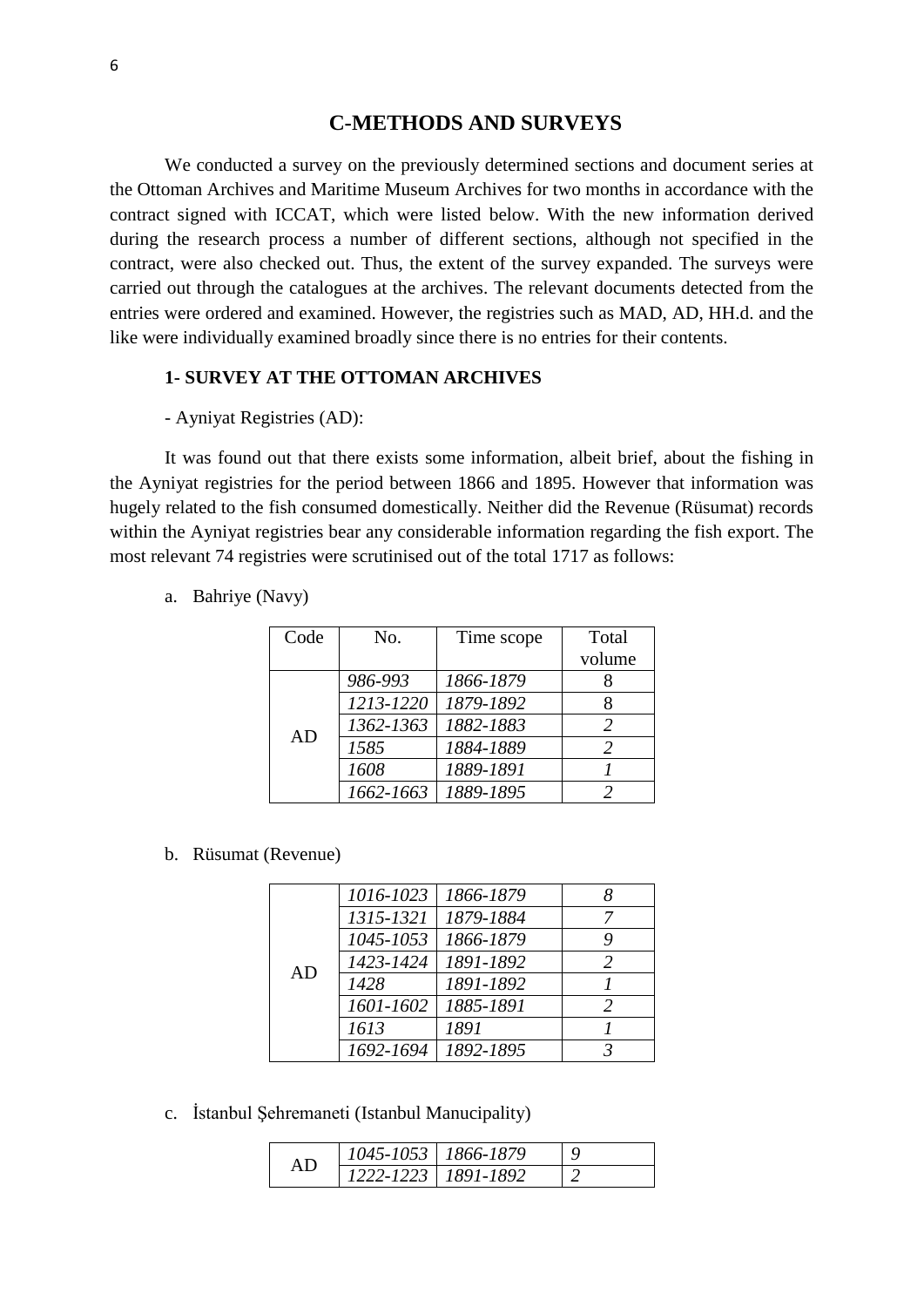## C-METHODS AND SURVEYS

We conducted a survey on the previously determined sections and document series at the Ottoman Archives and Maritime Museum Archives for two months in accordance with the contract signed with ICCAT, which were listed below. With the new information derived during the research process a number of different sections, although not specified in the contract, were also checked out. Thus, the extent of the survey expanded. The surveys were carried out through the catalogues at the archives. The relevant documents detected from the entries were ordered and examined. However, the registries such as MAD, AD, HH.d. and the like were individually examined broadly since there is no entries for their contents.

### 1- SURVEY AT THE OTTOMAN ARCHIVES

- Ayniyat Registries (AD):

It was found out that there exists some information, albeit brief, about the fishing in the Ayniyat registries for the period between 1866 and 1895. However that information was hugely related to the fish consumed domestically. Neither did the Revenue (Rüsumat) records within the Ayniyat registries bear any considerable information regarding the fish export. The most relevant 74 registries were scrutinised out of the total 1717 as follows:

a. Bahriye (Navy)

| Code | No. | Time scope | Total volume |
|---|---|---|---|
| AD | *986-993* | *1866-1879* | 8 |
| | *1213-1220* | *1879-1892* | 8 |
| | *1362-1363* | *1882-1883* | *2* |
| | *1585* | *1884-1889* | *2* |
| | *1608* | *1889-1891* | *1* |
| | *1662-1663* | *1889-1895* | *2* |

b. Rüsumat (Revenue)

| Code | No. | Time scope | Total volume |
|---|---|---|---|
| AD | *1016-1023* | *1866-1879* | *8* |
| | *1315-1321* | *1879-1884* | *7* |
| | *1045-1053* | *1866-1879* | *9* |
| | *1423-1424* | *1891-1892* | *2* |
| | *1428* | *1891-1892* | *1* |
| | *1601-1602* | *1885-1891* | *2* |
| | *1613* | *1891* | *1* |
| | *1692-1694* | *1892-1895* | *3* |

c. İstanbul Şehremaneti (Istanbul Manucipality)

| Code | No. | Time scope | Total volume |
|---|---|---|---|
| AD | *1045-1053* | *1866-1879* | *9* |
| | *1222-1223* | *1891-1892* | *2* |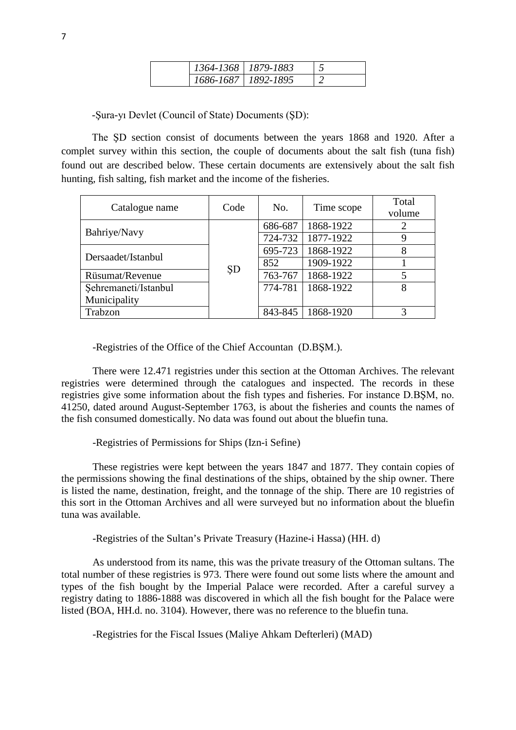| | 1364-1368 | 1879-1883 | 5 |
|---|---|---|---|
| | 1686-1687 | 1892-1895 | 2 |

-Şura-yı Devlet (Council of State) Documents (ŞD):

The ŞD section consist of documents between the years 1868 and 1920. After a complet survey within this section, the couple of documents about the salt fish (tuna fish) found out are described below. These certain documents are extensively about the salt fish hunting, fish salting, fish market and the income of the fisheries.

| Catalogue name | Code | No. | Time scope | Total volume |
|---|---|---|---|---|
| Bahriye/Navy | ŞD | 686-687 | 1868-1922 | 2 |
| | | 724-732 | 1877-1922 | 9 |
| Dersaadet/Istanbul | | 695-723 | 1868-1922 | 8 |
| | | 852 | 1909-1922 | 1 |
| Rüsumat/Revenue | | 763-767 | 1868-1922 | 5 |
| Şehremaneti/Istanbul Municipality | | 774-781 | 1868-1922 | 8 |
| Trabzon | | 843-845 | 1868-1920 | 3 |

-Registries of the Office of the Chief Accountan (D.BŞM.).

There were 12.471 registries under this section at the Ottoman Archives. The relevant registries were determined through the catalogues and inspected. The records in these registries give some information about the fish types and fisheries. For instance D.BŞM, no. 41250, dated around August-September 1763, is about the fisheries and counts the names of the fish consumed domestically. No data was found out about the bluefin tuna.

-Registries of Permissions for Ships (Izn-i Sefine)

These registries were kept between the years 1847 and 1877. They contain copies of the permissions showing the final destinations of the ships, obtained by the ship owner. There is listed the name, destination, freight, and the tonnage of the ship. There are 10 registries of this sort in the Ottoman Archives and all were surveyed but no information about the bluefin tuna was available.

-Registries of the Sultan's Private Treasury (Hazine-i Hassa) (HH. d)

As understood from its name, this was the private treasury of the Ottoman sultans. The total number of these registries is 973. There were found out some lists where the amount and types of the fish bought by the Imperial Palace were recorded. After a careful survey a registry dating to 1886-1888 was discovered in which all the fish bought for the Palace were listed (BOA, HH.d. no. 3104). However, there was no reference to the bluefin tuna.

-Registries for the Fiscal Issues (Maliye Ahkam Defterleri) (MAD)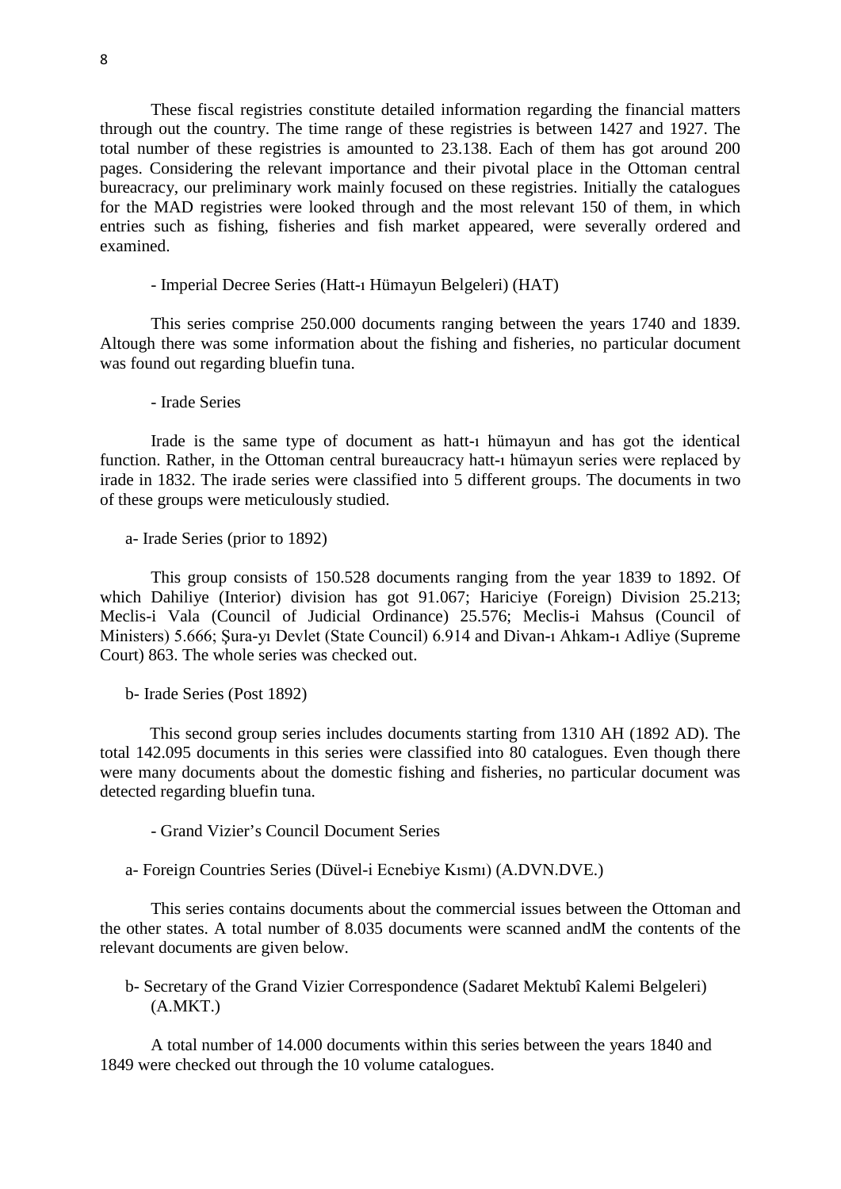These fiscal registries constitute detailed information regarding the financial matters through out the country. The time range of these registries is between 1427 and 1927. The total number of these registries is amounted to 23.138. Each of them has got around 200 pages. Considering the relevant importance and their pivotal place in the Ottoman central bureacracy, our preliminary work mainly focused on these registries. Initially the catalogues for the MAD registries were looked through and the most relevant 150 of them, in which entries such as fishing, fisheries and fish market appeared, were severally ordered and examined.

- Imperial Decree Series (Hatt-ı Hümayun Belgeleri) (HAT)

This series comprise 250.000 documents ranging between the years 1740 and 1839. Altough there was some information about the fishing and fisheries, no particular document was found out regarding bluefin tuna.

- Irade Series

Irade is the same type of document as hatt-ı hümayun and has got the identical function. Rather, in the Ottoman central bureaucracy hatt-ı hümayun series were replaced by irade in 1832. The irade series were classified into 5 different groups. The documents in two of these groups were meticulously studied.

a- Irade Series (prior to 1892)

This group consists of 150.528 documents ranging from the year 1839 to 1892. Of which Dahiliye (Interior) division has got 91.067; Hariciye (Foreign) Division 25.213; Meclis-i Vala (Council of Judicial Ordinance) 25.576; Meclis-i Mahsus (Council of Ministers) 5.666; Şura-yı Devlet (State Council) 6.914 and Divan-ı Ahkam-ı Adliye (Supreme Court) 863. The whole series was checked out.

b- Irade Series (Post 1892)

This second group series includes documents starting from 1310 AH (1892 AD). The total 142.095 documents in this series were classified into 80 catalogues. Even though there were many documents about the domestic fishing and fisheries, no particular document was detected regarding bluefin tuna.

- Grand Vizier's Council Document Series

a- Foreign Countries Series (Düvel-i Ecnebiye Kısmı) (A.DVN.DVE.)

This series contains documents about the commercial issues between the Ottoman and the other states. A total number of 8.035 documents were scanned andM the contents of the relevant documents are given below.

b- Secretary of the Grand Vizier Correspondence (Sadaret Mektubî Kalemi Belgeleri) (A.MKT.)

A total number of 14.000 documents within this series between the years 1840 and 1849 were checked out through the 10 volume catalogues.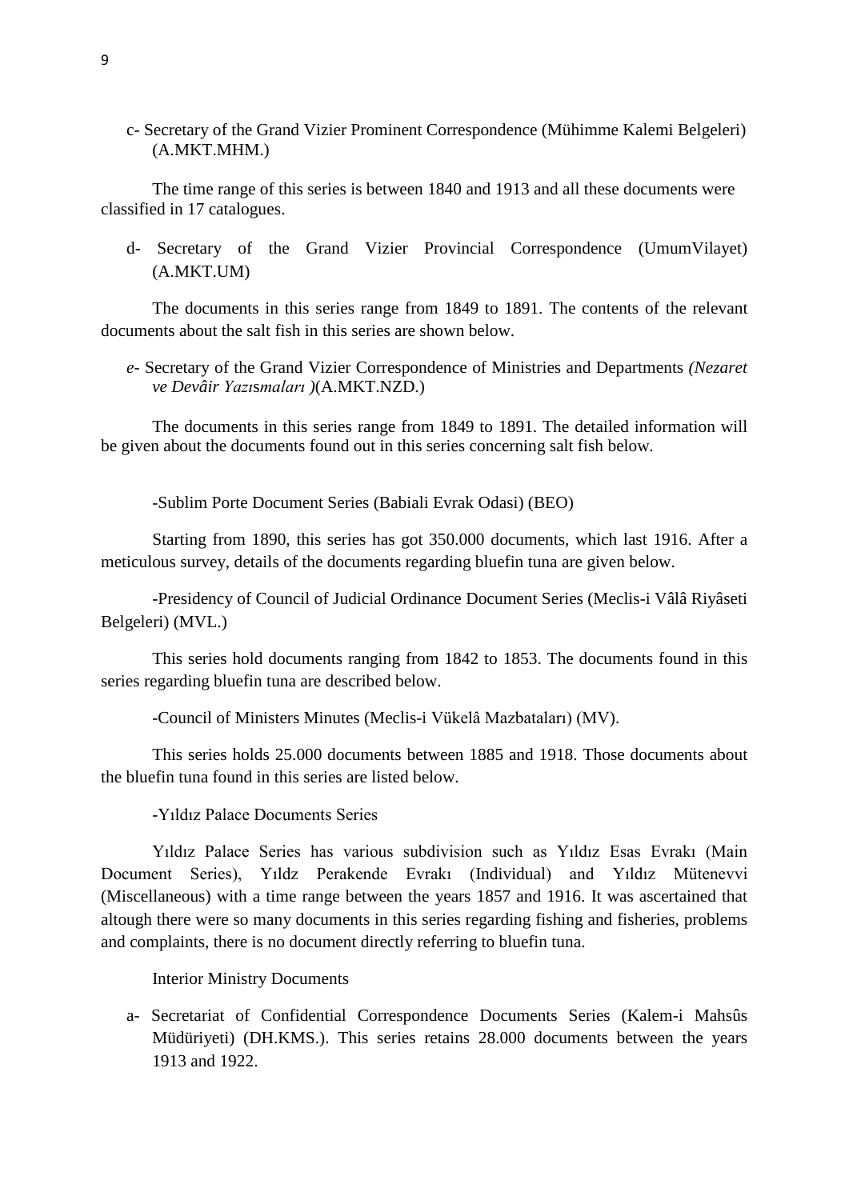c- Secretary of the Grand Vizier Prominent Correspondence (Mühimme Kalemi Belgeleri) (A.MKT.MHM.)

The time range of this series is between 1840 and 1913 and all these documents were classified in 17 catalogues.

d- Secretary of the Grand Vizier Provincial Correspondence (UmumVilayet) (A.MKT.UM)

The documents in this series range from 1849 to 1891. The contents of the relevant documents about the salt fish in this series are shown below.

*e*- Secretary of the Grand Vizier Correspondence of Ministries and Departments *(Nezaret ve Devâir Yazısmaları )*(A.MKT.NZD.)

The documents in this series range from 1849 to 1891. The detailed information will be given about the documents found out in this series concerning salt fish below.

-Sublim Porte Document Series (Babiali Evrak Odasi) (BEO)

Starting from 1890, this series has got 350.000 documents, which last 1916. After a meticulous survey, details of the documents regarding bluefin tuna are given below.

-Presidency of Council of Judicial Ordinance Document Series (Meclis-i Vâlâ Riyâseti Belgeleri) (MVL.)

This series hold documents ranging from 1842 to 1853. The documents found in this series regarding bluefin tuna are described below.

-Council of Ministers Minutes (Meclis-i Vükelâ Mazbataları) (MV).

This series holds 25.000 documents between 1885 and 1918. Those documents about the bluefin tuna found in this series are listed below.

-Yıldız Palace Documents Series

Yıldız Palace Series has various subdivision such as Yıldız Esas Evrakı (Main Document Series), Yıldz Perakende Evrakı (Individual) and Yıldız Mütenevvi (Miscellaneous) with a time range between the years 1857 and 1916. It was ascertained that altough there were so many documents in this series regarding fishing and fisheries, problems and complaints, there is no document directly referring to bluefin tuna.

Interior Ministry Documents

a- Secretariat of Confidential Correspondence Documents Series (Kalem-i Mahsûs Müdüriyeti) (DH.KMS.). This series retains 28.000 documents between the years 1913 and 1922.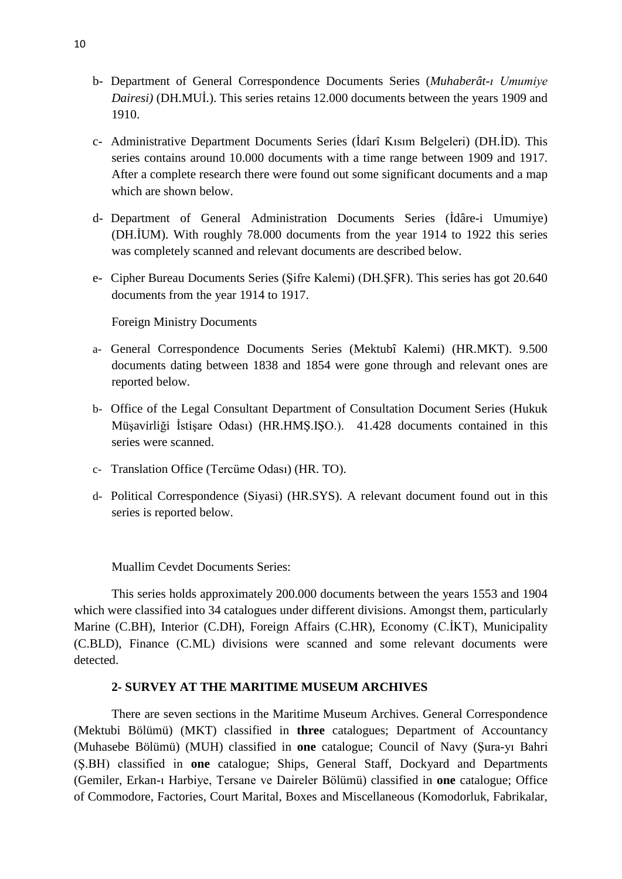b- Department of General Correspondence Documents Series (*Muhaberât-ı Umumiye Dairesi)* (DH.MUİ.). This series retains 12.000 documents between the years 1909 and 1910.

c- Administrative Department Documents Series (İdarî Kısım Belgeleri) (DH.İD). This series contains around 10.000 documents with a time range between 1909 and 1917. After a complete research there were found out some significant documents and a map which are shown below.

d- Department of General Administration Documents Series (İdâre-i Umumiye) (DH.İUM). With roughly 78.000 documents from the year 1914 to 1922 this series was completely scanned and relevant documents are described below.

e- Cipher Bureau Documents Series (Şifre Kalemi) (DH.ŞFR). This series has got 20.640 documents from the year 1914 to 1917.

Foreign Ministry Documents

a- General Correspondence Documents Series (Mektubî Kalemi) (HR.MKT). 9.500 documents dating between 1838 and 1854 were gone through and relevant ones are reported below.

b- Office of the Legal Consultant Department of Consultation Document Series (Hukuk Müşavirliği İstişare Odası) (HR.HMŞ.IŞO.). 41.428 documents contained in this series were scanned.

c- Translation Office (Tercüme Odası) (HR. TO).

d- Political Correspondence (Siyasi) (HR.SYS). A relevant document found out in this series is reported below.

Muallim Cevdet Documents Series:

This series holds approximately 200.000 documents between the years 1553 and 1904 which were classified into 34 catalogues under different divisions. Amongst them, particularly Marine (C.BH), Interior (C.DH), Foreign Affairs (C.HR), Economy (C.İKT), Municipality (C.BLD), Finance (C.ML) divisions were scanned and some relevant documents were detected.

## 2- SURVEY AT THE MARITIME MUSEUM ARCHIVES

There are seven sections in the Maritime Museum Archives. General Correspondence (Mektubi Bölümü) (MKT) classified in **three** catalogues; Department of Accountancy (Muhasebe Bölümü) (MUH) classified in **one** catalogue; Council of Navy (Şura-yı Bahri (Ş.BH) classified in **one** catalogue; Ships, General Staff, Dockyard and Departments (Gemiler, Erkan-ı Harbiye, Tersane ve Daireler Bölümü) classified in **one** catalogue; Office of Commodore, Factories, Court Marital, Boxes and Miscellaneous (Komodorluk, Fabrikalar,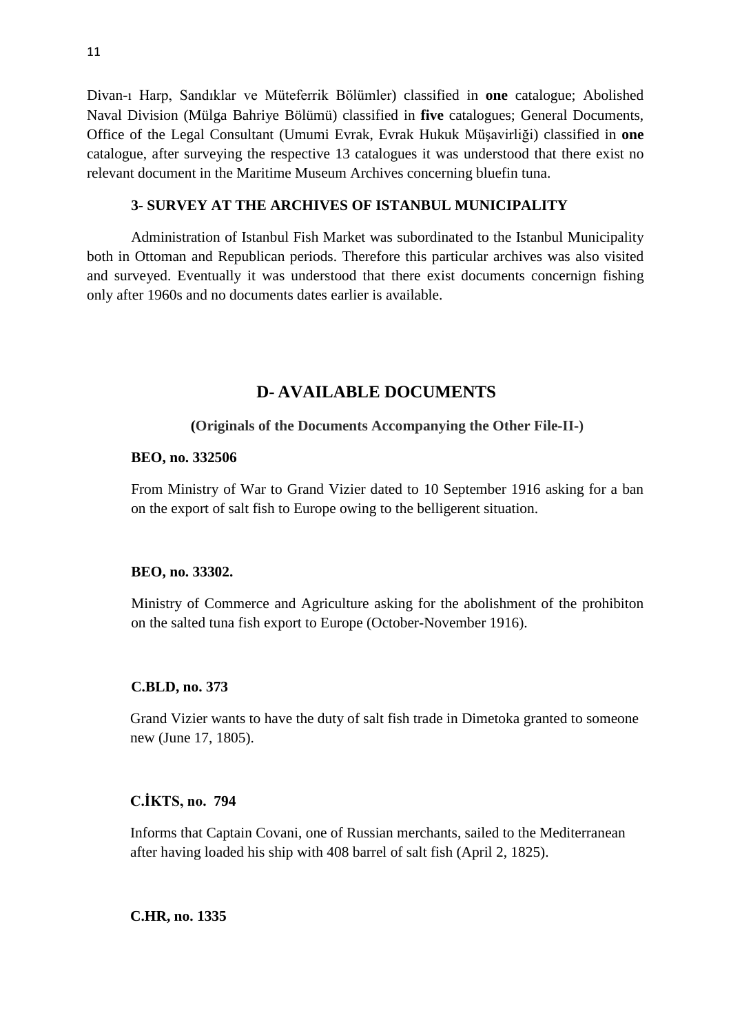Divan-ı Harp, Sandıklar ve Müteferrik Bölümler) classified in **one** catalogue; Abolished Naval Division (Mülga Bahriye Bölümü) classified in **five** catalogues; General Documents, Office of the Legal Consultant (Umumi Evrak, Evrak Hukuk Müşavirliği) classified in **one** catalogue, after surveying the respective 13 catalogues it was understood that there exist no relevant document in the Maritime Museum Archives concerning bluefin tuna.

### 3- SURVEY AT THE ARCHIVES OF ISTANBUL MUNICIPALITY

Administration of Istanbul Fish Market was subordinated to the Istanbul Municipality both in Ottoman and Republican periods. Therefore this particular archives was also visited and surveyed. Eventually it was understood that there exist documents concernign fishing only after 1960s and no documents dates earlier is available.

## D- AVAILABLE DOCUMENTS

**(Originals of the Documents Accompanying the Other File-II-)**

**BEO, no. 332506**

From Ministry of War to Grand Vizier dated to 10 September 1916 asking for a ban on the export of salt fish to Europe owing to the belligerent situation.

**BEO, no. 33302.**

Ministry of Commerce and Agriculture asking for the abolishment of the prohibiton on the salted tuna fish export to Europe (October-November 1916).

**C.BLD, no. 373**

Grand Vizier wants to have the duty of salt fish trade in Dimetoka granted to someone new (June 17, 1805).

**C.İKTS, no. 794**

Informs that Captain Covani, one of Russian merchants, sailed to the Mediterranean after having loaded his ship with 408 barrel of salt fish (April 2, 1825).

**C.HR, no. 1335**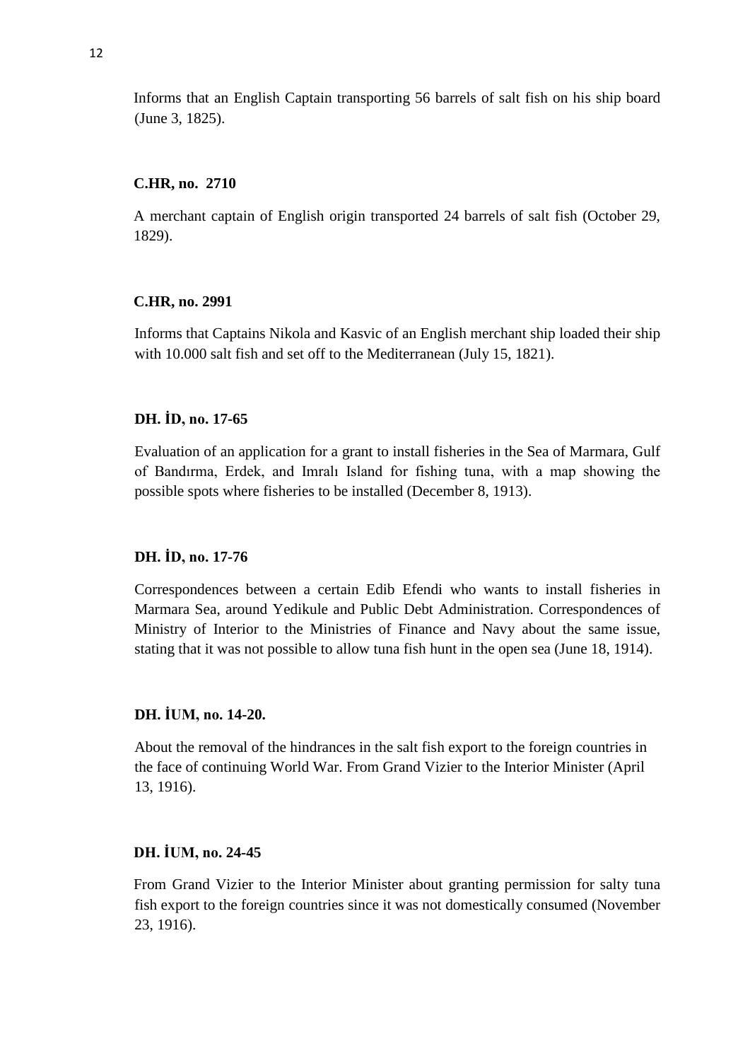Informs that an English Captain transporting 56 barrels of salt fish on his ship board (June 3, 1825).

**C.HR, no. 2710**

A merchant captain of English origin transported 24 barrels of salt fish (October 29, 1829).

**C.HR, no. 2991**

Informs that Captains Nikola and Kasvic of an English merchant ship loaded their ship with 10.000 salt fish and set off to the Mediterranean (July 15, 1821).

**DH. İD, no. 17-65**

Evaluation of an application for a grant to install fisheries in the Sea of Marmara, Gulf of Bandırma, Erdek, and Imralı Island for fishing tuna, with a map showing the possible spots where fisheries to be installed (December 8, 1913).

**DH. İD, no. 17-76**

Correspondences between a certain Edib Efendi who wants to install fisheries in Marmara Sea, around Yedikule and Public Debt Administration. Correspondences of Ministry of Interior to the Ministries of Finance and Navy about the same issue, stating that it was not possible to allow tuna fish hunt in the open sea (June 18, 1914).

**DH. İUM, no. 14-20.**

About the removal of the hindrances in the salt fish export to the foreign countries in the face of continuing World War. From Grand Vizier to the Interior Minister (April 13, 1916).

**DH. İUM, no. 24-45**

From Grand Vizier to the Interior Minister about granting permission for salty tuna fish export to the foreign countries since it was not domestically consumed (November 23, 1916).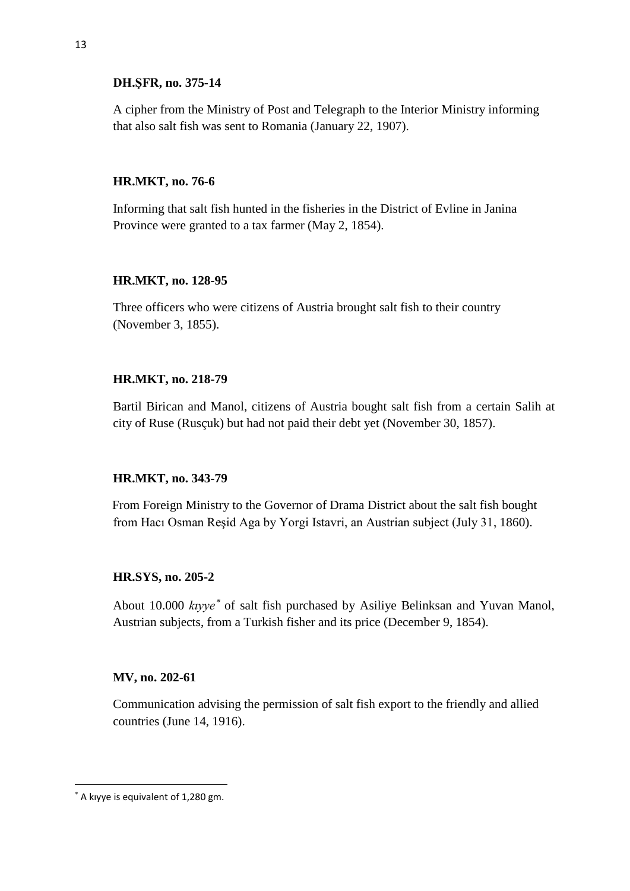**DH.ŞFR, no. 375-14**

A cipher from the Ministry of Post and Telegraph to the Interior Ministry informing that also salt fish was sent to Romania (January 22, 1907).

**HR.MKT, no. 76-6**

Informing that salt fish hunted in the fisheries in the District of Evline in Janina Province were granted to a tax farmer (May 2, 1854).

**HR.MKT, no. 128-95**

Three officers who were citizens of Austria brought salt fish to their country (November 3, 1855).

**HR.MKT, no. 218-79**

Bartil Birican and Manol, citizens of Austria bought salt fish from a certain Salih at city of Ruse (Rusçuk) but had not paid their debt yet (November 30, 1857).

**HR.MKT, no. 343-79**

From Foreign Ministry to the Governor of Drama District about the salt fish bought from Hacı Osman Reşid Aga by Yorgi Istavri, an Austrian subject (July 31, 1860).

**HR.SYS, no. 205-2**

About 10.000 *kıyye*[*] of salt fish purchased by Asiliye Belinksan and Yuvan Manol, Austrian subjects, from a Turkish fisher and its price (December 9, 1854).

**MV, no. 202-61**

Communication advising the permission of salt fish export to the friendly and allied countries (June 14, 1916).

---

[*] A kıyye is equivalent of 1,280 gm.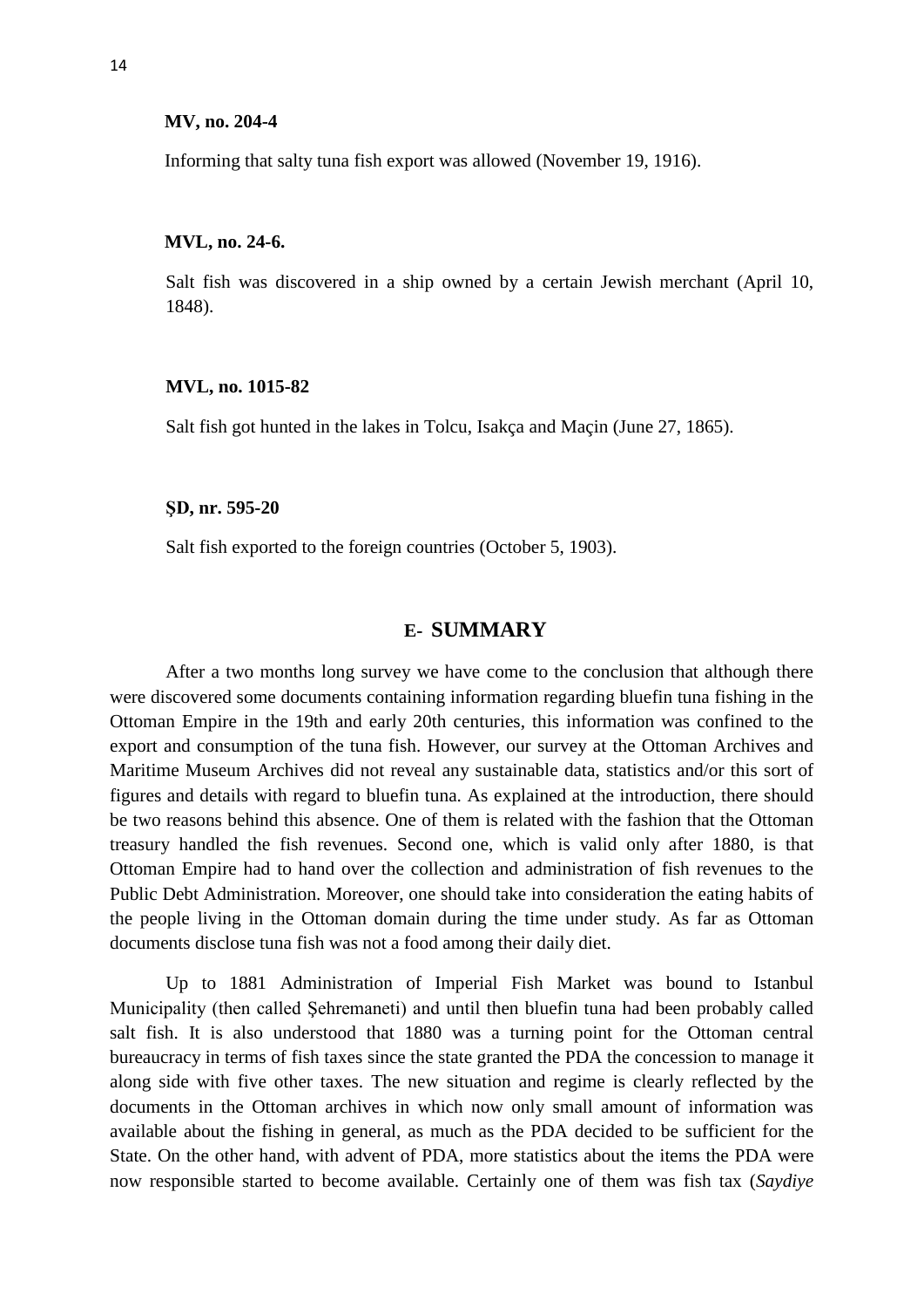**MV, no. 204-4**

Informing that salty tuna fish export was allowed (November 19, 1916).

**MVL, no. 24-6.**

Salt fish was discovered in a ship owned by a certain Jewish merchant (April 10, 1848).

**MVL, no. 1015-82**

Salt fish got hunted in the lakes in Tolcu, Isakça and Maçin (June 27, 1865).

**ŞD, nr. 595-20**

Salt fish exported to the foreign countries (October 5, 1903).

## E- SUMMARY

After a two months long survey we have come to the conclusion that although there were discovered some documents containing information regarding bluefin tuna fishing in the Ottoman Empire in the 19th and early 20th centuries, this information was confined to the export and consumption of the tuna fish. However, our survey at the Ottoman Archives and Maritime Museum Archives did not reveal any sustainable data, statistics and/or this sort of figures and details with regard to bluefin tuna. As explained at the introduction, there should be two reasons behind this absence. One of them is related with the fashion that the Ottoman treasury handled the fish revenues. Second one, which is valid only after 1880, is that Ottoman Empire had to hand over the collection and administration of fish revenues to the Public Debt Administration. Moreover, one should take into consideration the eating habits of the people living in the Ottoman domain during the time under study. As far as Ottoman documents disclose tuna fish was not a food among their daily diet.

Up to 1881 Administration of Imperial Fish Market was bound to Istanbul Municipality (then called Şehremaneti) and until then bluefin tuna had been probably called salt fish. It is also understood that 1880 was a turning point for the Ottoman central bureaucracy in terms of fish taxes since the state granted the PDA the concession to manage it along side with five other taxes. The new situation and regime is clearly reflected by the documents in the Ottoman archives in which now only small amount of information was available about the fishing in general, as much as the PDA decided to be sufficient for the State. On the other hand, with advent of PDA, more statistics about the items the PDA were now responsible started to become available. Certainly one of them was fish tax (*Saydiye*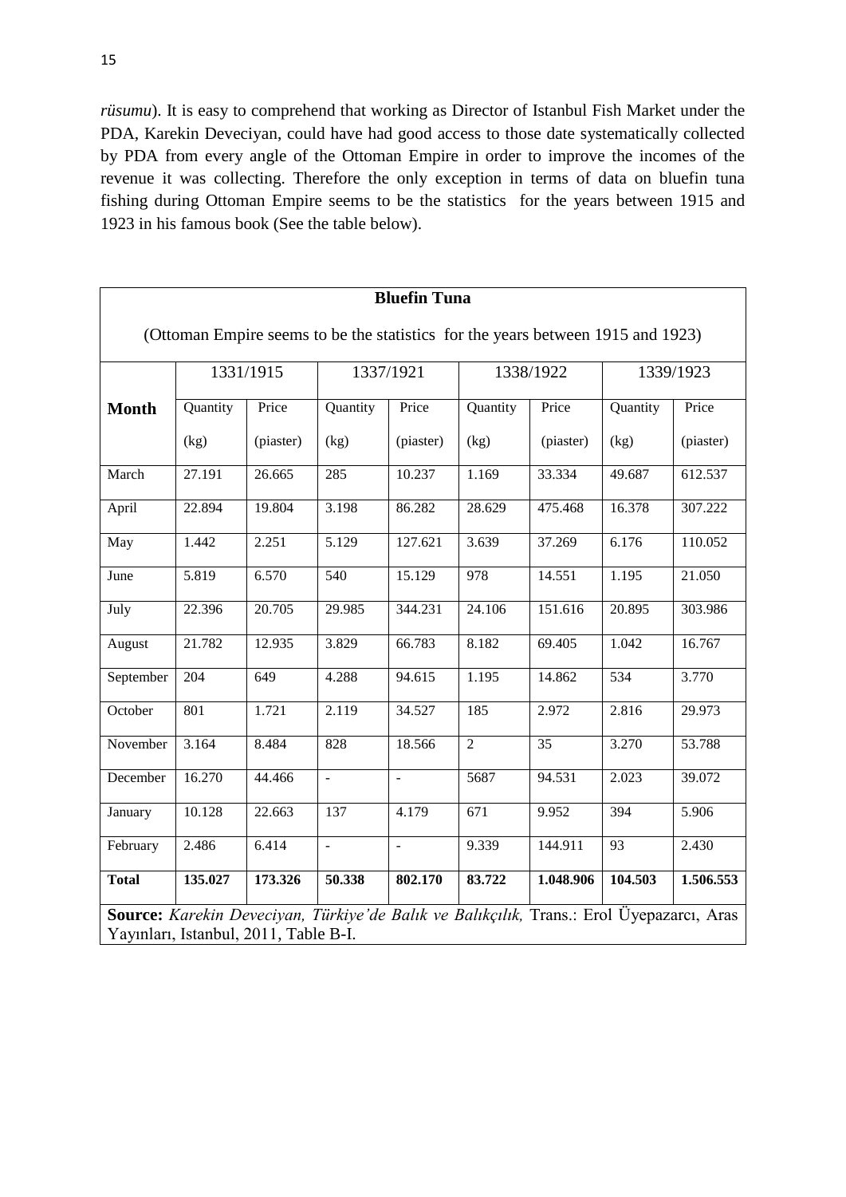*rüsumu*). It is easy to comprehend that working as Director of Istanbul Fish Market under the PDA, Karekin Deveciyan, could have had good access to those date systematically collected by PDA from every angle of the Ottoman Empire in order to improve the incomes of the revenue it was collecting. Therefore the only exception in terms of data on bluefin tuna fishing during Ottoman Empire seems to be the statistics for the years between 1915 and 1923 in his famous book (See the table below).

**Bluefin Tuna**

(Ottoman Empire seems to be the statistics for the years between 1915 and 1923)

| | 1331/1915 | | 1337/1921 | | 1338/1922 | | 1339/1923 | |
|---|---|---|---|---|---|---|---|---|
| **Month** | Quantity (kg) | Price (piaster) | Quantity (kg) | Price (piaster) | Quantity (kg) | Price (piaster) | Quantity (kg) | Price (piaster) |
| March | 27.191 | 26.665 | 285 | 10.237 | 1.169 | 33.334 | 49.687 | 612.537 |
| April | 22.894 | 19.804 | 3.198 | 86.282 | 28.629 | 475.468 | 16.378 | 307.222 |
| May | 1.442 | 2.251 | 5.129 | 127.621 | 3.639 | 37.269 | 6.176 | 110.052 |
| June | 5.819 | 6.570 | 540 | 15.129 | 978 | 14.551 | 1.195 | 21.050 |
| July | 22.396 | 20.705 | 29.985 | 344.231 | 24.106 | 151.616 | 20.895 | 303.986 |
| August | 21.782 | 12.935 | 3.829 | 66.783 | 8.182 | 69.405 | 1.042 | 16.767 |
| September | 204 | 649 | 4.288 | 94.615 | 1.195 | 14.862 | 534 | 3.770 |
| October | 801 | 1.721 | 2.119 | 34.527 | 185 | 2.972 | 2.816 | 29.973 |
| November | 3.164 | 8.484 | 828 | 18.566 | 2 | 35 | 3.270 | 53.788 |
| December | 16.270 | 44.466 | - | - | 5687 | 94.531 | 2.023 | 39.072 |
| January | 10.128 | 22.663 | 137 | 4.179 | 671 | 9.952 | 394 | 5.906 |
| February | 2.486 | 6.414 | - | - | 9.339 | 144.911 | 93 | 2.430 |
| **Total** | **135.027** | **173.326** | **50.338** | **802.170** | **83.722** | **1.048.906** | **104.503** | **1.506.553** |

**Source:** *Karekin Deveciyan, Türkiye'de Balık ve Balıkçılık,* Trans.: Erol Üyepazarcı, Aras Yayınları, Istanbul, 2011, Table B-I.